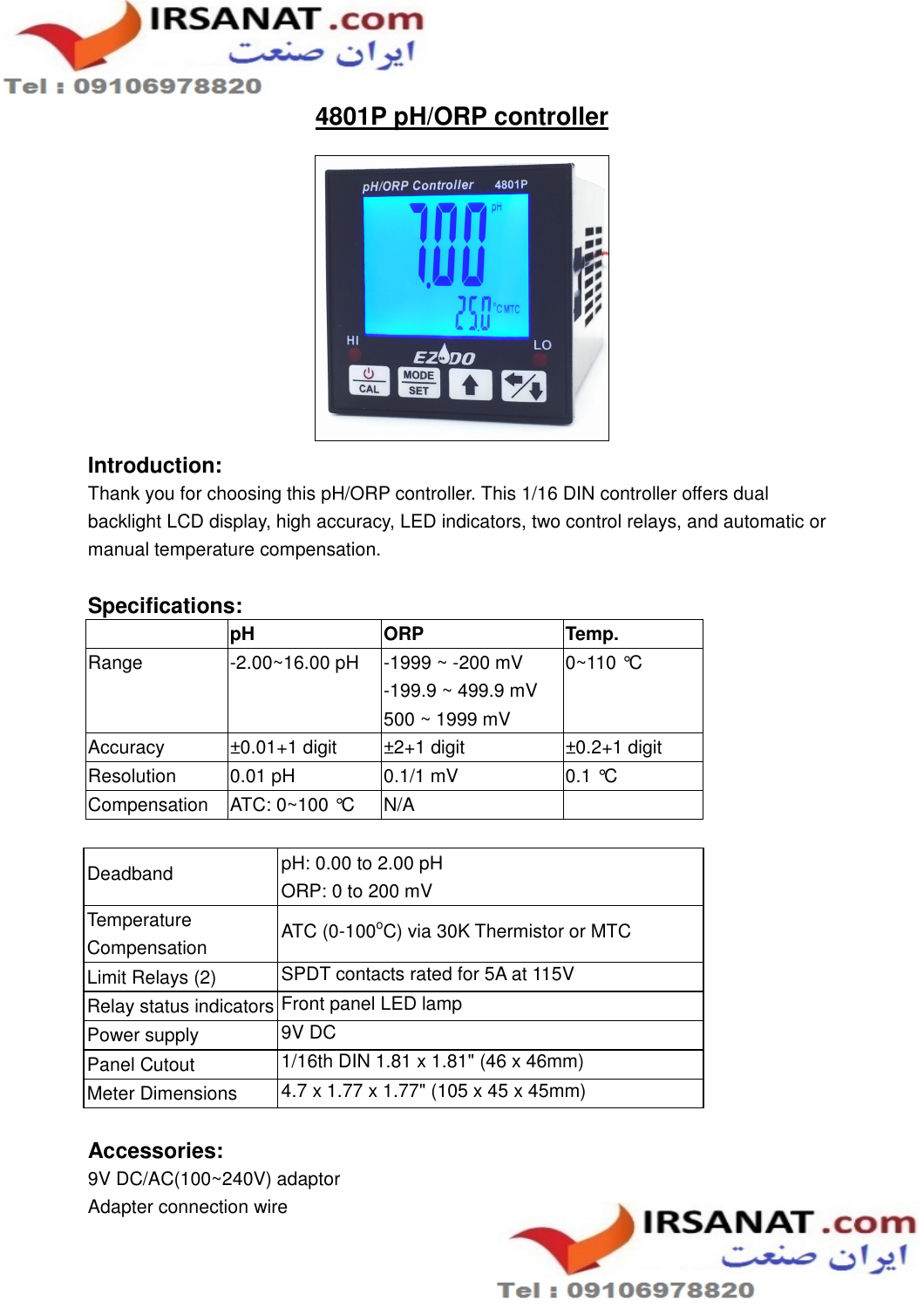# 4801P pH/ORP controller

## Introduction:

Thank you for choosing this pH/ORP controller. This 1/16 DIN controller offers dual backlight LCD display, high accuracy, LED indicators, two control relays, and automatic or manual temperature compensation.

## Specifications:

| | pH | ORP | Temp. |
|---|---|---|---|
| Range | -2.00~16.00 pH | -1999 ~ -200 mV<br>-199.9 ~ 499.9 mV<br>500 ~ 1999 mV | 0~110 ℃ |
| Accuracy | ±0.01+1 digit | ±2+1 digit | ±0.2+1 digit |
| Resolution | 0.01 pH | 0.1/1 mV | 0.1 ℃ |
| Compensation | ATC: 0~100 ℃ | N/A | |

| | |
|---|---|
| Deadband | pH: 0.00 to 2.00 pH<br>ORP: 0 to 200 mV |
| Temperature Compensation | ATC (0-100°C) via 30K Thermistor or MTC |
| Limit Relays (2) | SPDT contacts rated for 5A at 115V |
| Relay status indicators | Front panel LED lamp |
| Power supply | 9V DC |
| Panel Cutout | 1/16th DIN 1.81 x 1.81" (46 x 46mm) |
| Meter Dimensions | 4.7 x 1.77 x 1.77" (105 x 45 x 45mm) |

## Accessories:

9V DC/AC(100~240V) adaptor

Adapter connection wire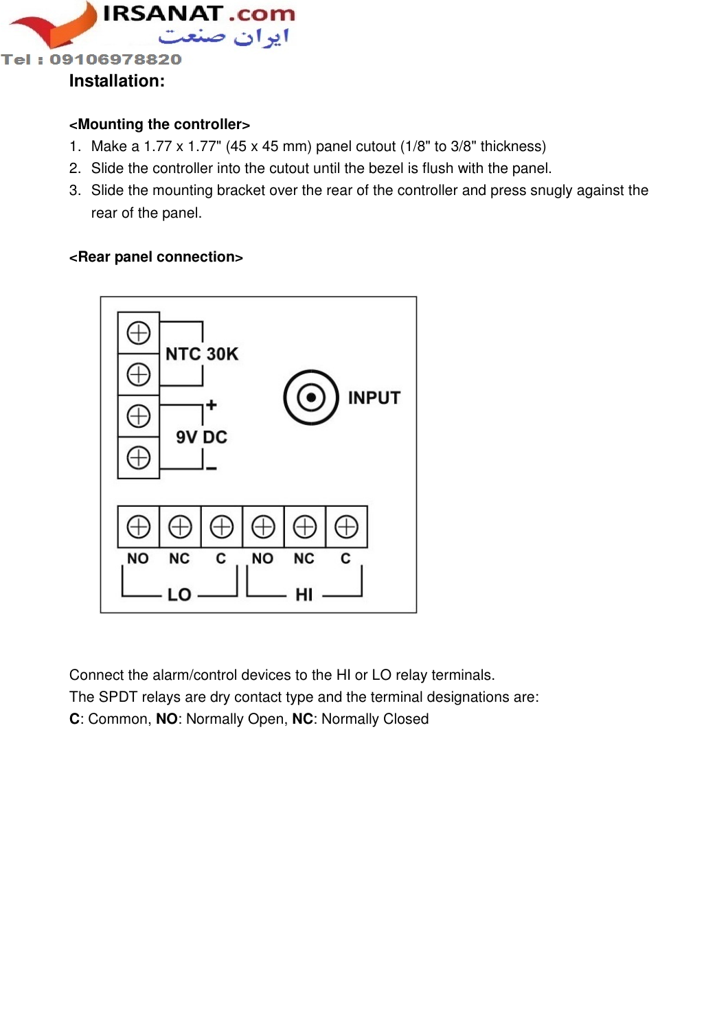## Installation:

**<Mounting the controller>**

1. Make a 1.77 x 1.77" (45 x 45 mm) panel cutout (1/8" to 3/8" thickness)
2. Slide the controller into the cutout until the bezel is flush with the panel.
3. Slide the mounting bracket over the rear of the controller and press snugly against the rear of the panel.

**<Rear panel connection>**

Connect the alarm/control devices to the HI or LO relay terminals.

The SPDT relays are dry contact type and the terminal designations are:

**C**: Common, **NO**: Normally Open, **NC**: Normally Closed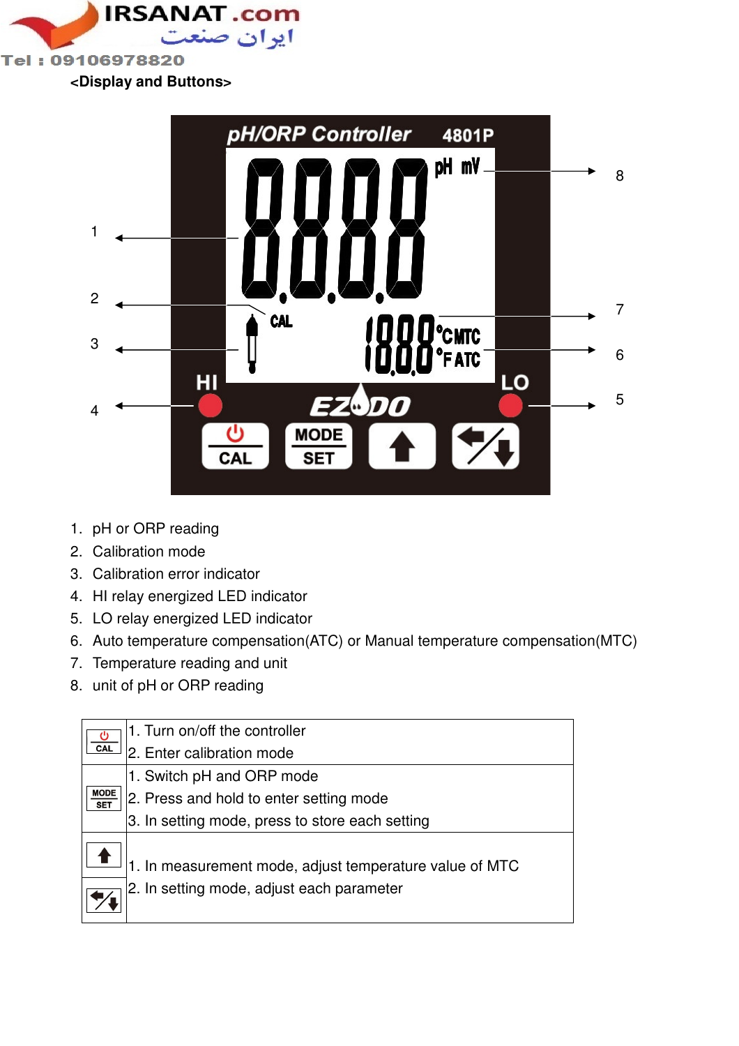<Display and Buttons>

1. pH or ORP reading
2. Calibration mode
3. Calibration error indicator
4. HI relay energized LED indicator
5. LO relay energized LED indicator
6. Auto temperature compensation(ATC) or Manual temperature compensation(MTC)
7. Temperature reading and unit
8. unit of pH or ORP reading

| Button | Function |
|---|---|
| ⏻ / CAL | 1. Turn on/off the controller<br>2. Enter calibration mode |
| MODE / SET | 1. Switch pH and ORP mode<br>2. Press and hold to enter setting mode<br>3. In setting mode, press to store each setting |
| ⬆ | 1. In measurement mode, adjust temperature value of MTC<br>2. In setting mode, adjust each parameter |
| ⬅/⬇ | |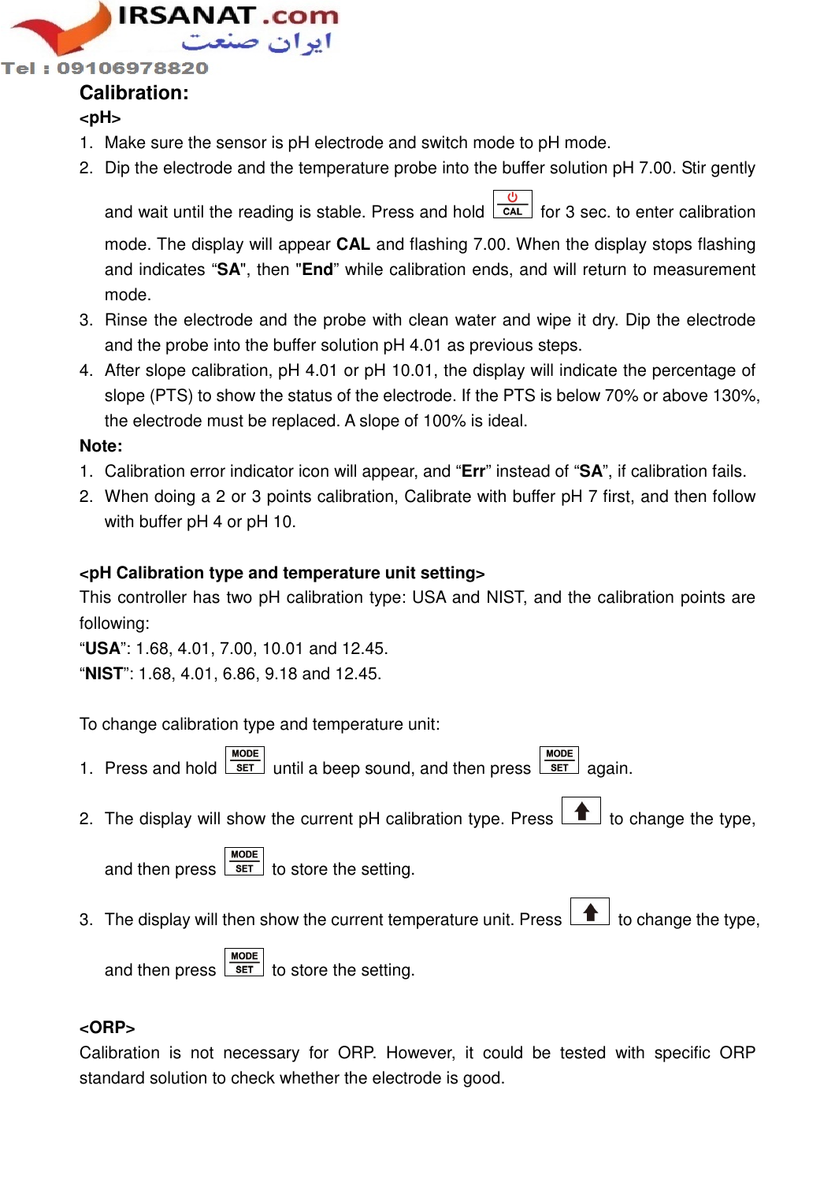## Calibration:

**<pH>**

1. Make sure the sensor is pH electrode and switch mode to pH mode.
2. Dip the electrode and the temperature probe into the buffer solution pH 7.00. Stir gently and wait until the reading is stable. Press and hold [CAL] for 3 sec. to enter calibration mode. The display will appear **CAL** and flashing 7.00. When the display stops flashing and indicates "**SA**", then "**End**" while calibration ends, and will return to measurement mode.
3. Rinse the electrode and the probe with clean water and wipe it dry. Dip the electrode and the probe into the buffer solution pH 4.01 as previous steps.
4. After slope calibration, pH 4.01 or pH 10.01, the display will indicate the percentage of slope (PTS) to show the status of the electrode. If the PTS is below 70% or above 130%, the electrode must be replaced. A slope of 100% is ideal.

**Note:**

1. Calibration error indicator icon will appear, and "**Err**" instead of "**SA**", if calibration fails.
2. When doing a 2 or 3 points calibration, Calibrate with buffer pH 7 first, and then follow with buffer pH 4 or pH 10.

**<pH Calibration type and temperature unit setting>**

This controller has two pH calibration type: USA and NIST, and the calibration points are following:

"**USA**": 1.68, 4.01, 7.00, 10.01 and 12.45.

"**NIST**": 1.68, 4.01, 6.86, 9.18 and 12.45.

To change calibration type and temperature unit:

1. Press and hold [MODE SET] until a beep sound, and then press [MODE SET] again.
2. The display will show the current pH calibration type. Press [↑] to change the type, and then press [MODE SET] to store the setting.
3. The display will then show the current temperature unit. Press [↑] to change the type, and then press [MODE SET] to store the setting.

**<ORP>**

Calibration is not necessary for ORP. However, it could be tested with specific ORP standard solution to check whether the electrode is good.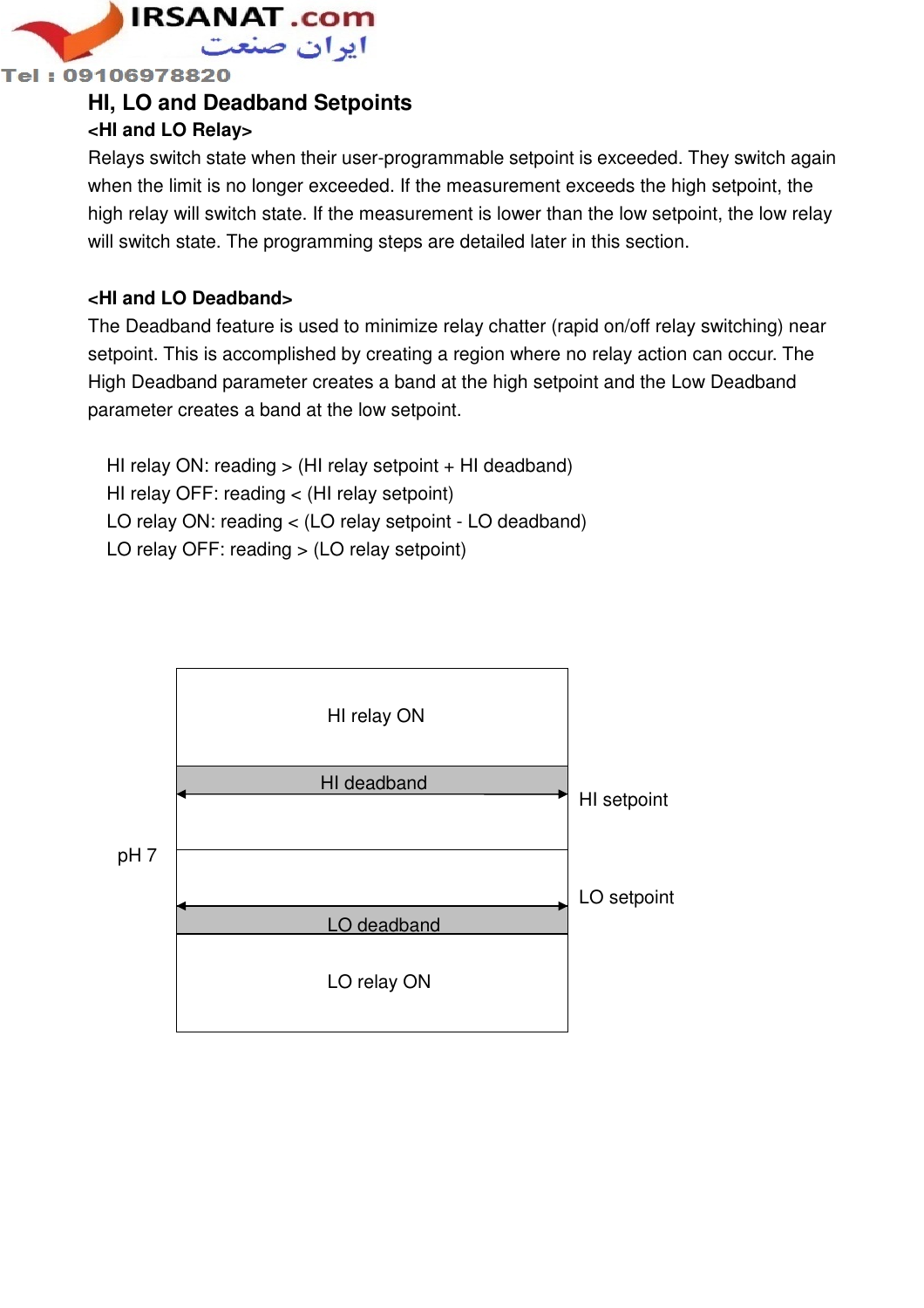## HI, LO and Deadband Setpoints

**<HI and LO Relay>**

Relays switch state when their user-programmable setpoint is exceeded. They switch again when the limit is no longer exceeded. If the measurement exceeds the high setpoint, the high relay will switch state. If the measurement is lower than the low setpoint, the low relay will switch state. The programming steps are detailed later in this section.

**<HI and LO Deadband>**

The Deadband feature is used to minimize relay chatter (rapid on/off relay switching) near setpoint. This is accomplished by creating a region where no relay action can occur. The High Deadband parameter creates a band at the high setpoint and the Low Deadband parameter creates a band at the low setpoint.

HI relay ON: reading > (HI relay setpoint + HI deadband)
HI relay OFF: reading < (HI relay setpoint)
LO relay ON: reading < (LO relay setpoint - LO deadband)
LO relay OFF: reading > (LO relay setpoint)

HI relay ON

HI deadband

HI setpoint

pH 7

LO setpoint

LO deadband

LO relay ON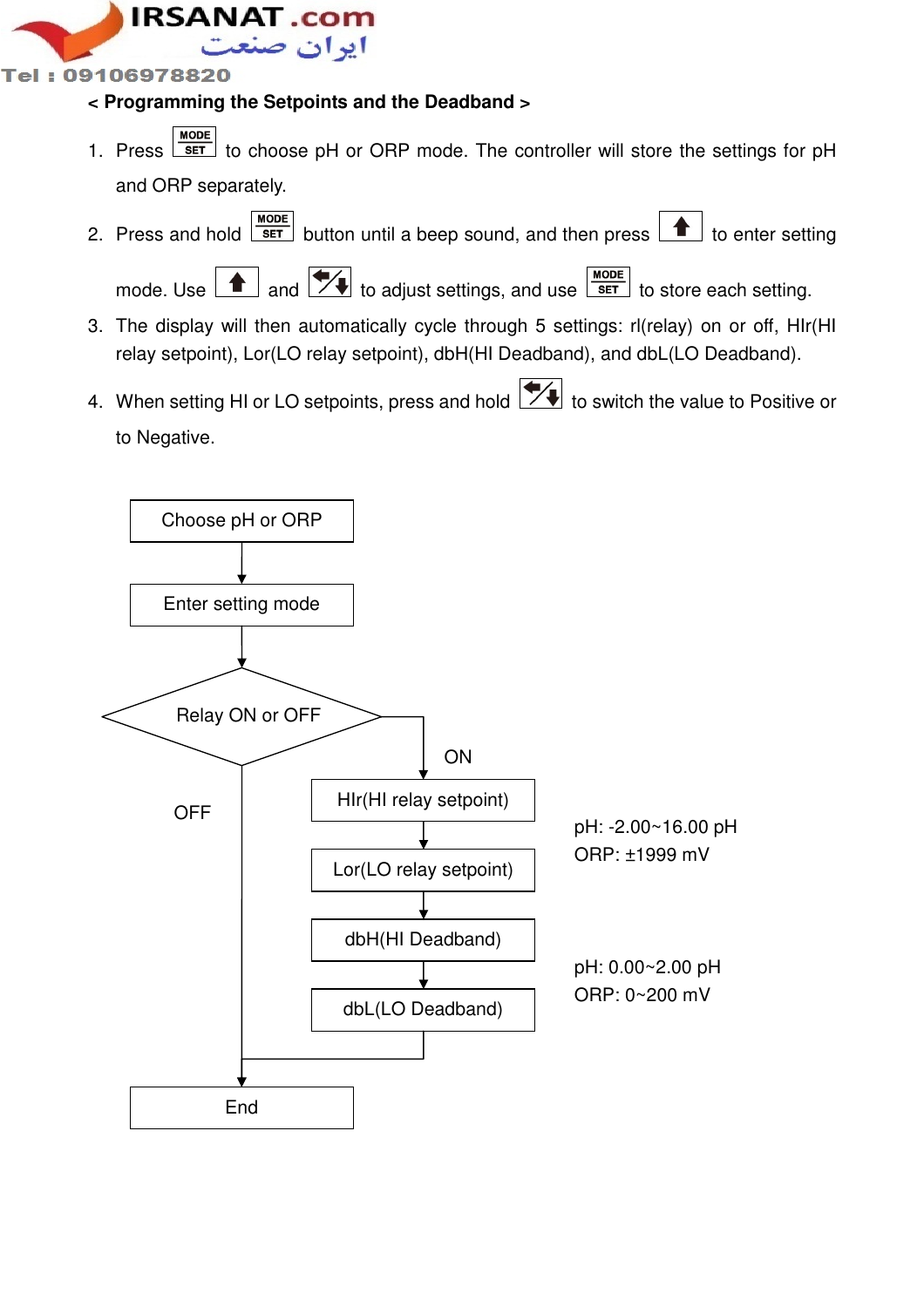**< Programming the Setpoints and the Deadband >**

1. Press [MODE SET] to choose pH or ORP mode. The controller will store the settings for pH and ORP separately.
2. Press and hold [MODE SET] button until a beep sound, and then press [↑] to enter setting mode. Use [↑] and [←/↓] to adjust settings, and use [MODE SET] to store each setting.
3. The display will then automatically cycle through 5 settings: rl(relay) on or off, HIr(HI relay setpoint), Lor(LO relay setpoint), dbH(HI Deadband), and dbL(LO Deadband).
4. When setting HI or LO setpoints, press and hold [←/↓] to switch the value to Positive or to Negative.

Choose pH or ORP

↓

Enter setting mode

↓

Relay ON or OFF

- OFF → End
- ON →
  - HIr(HI relay setpoint)
  - ↓
  - Lor(LO relay setpoint)
  - ↓
  - dbH(HI Deadband)
  - ↓
  - dbL(LO Deadband)
  - → End

Setpoint range (HIr, Lor):
pH: -2.00~16.00 pH
ORP: ±1999 mV

Deadband range (dbH, dbL):
pH: 0.00~2.00 pH
ORP: 0~200 mV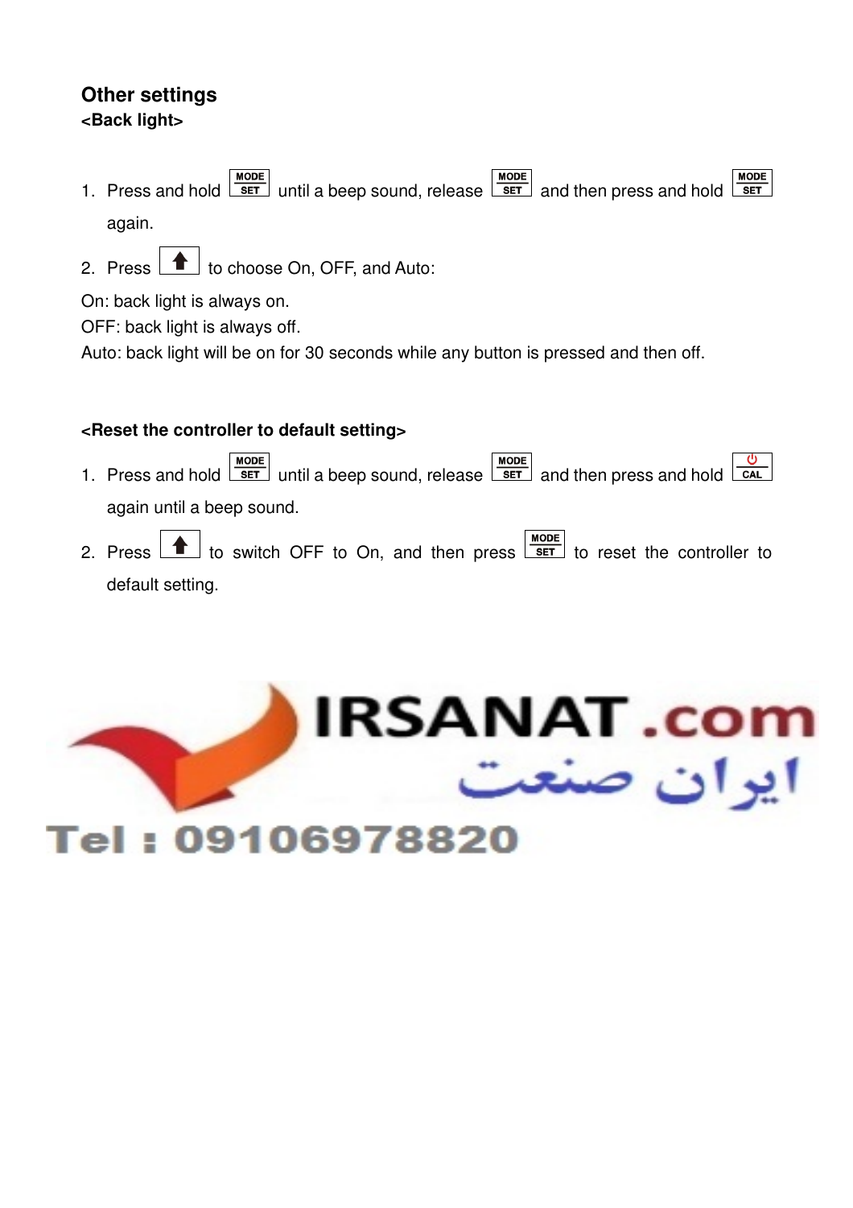## Other settings

### <Back light>

1. Press and hold MODE SET until a beep sound, release MODE SET and then press and hold MODE SET again.
2. Press ⬆ to choose On, OFF, and Auto:

On: back light is always on.
OFF: back light is always off.
Auto: back light will be on for 30 seconds while any button is pressed and then off.

### <Reset the controller to default setting>

1. Press and hold MODE SET until a beep sound, release MODE SET and then press and hold ⏻ CAL again until a beep sound.
2. Press ⬆ to switch OFF to On, and then press MODE SET to reset the controller to default setting.

IRSANAT .com
ایران صنعت
Tel : 09106978820